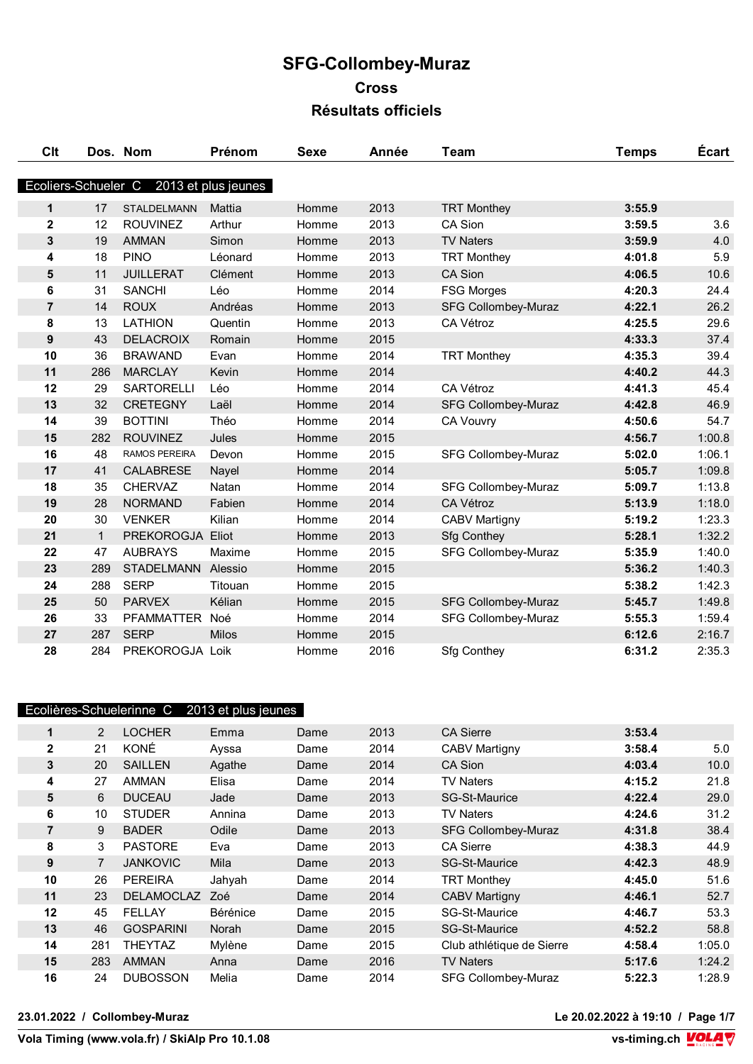# SFG-Collombey-Muraz

## Cross

## Résultats officiels

| Clt | Dos. | Nom | Prénom | Sexe | Année | Team | Temps | Écart |
|---|---|---|---|---|---|---|---|---|
| **Ecoliers-Schueler C 2013 et plus jeunes** | | | | | | | | |
| **1** | 17 | STALDELMANN | Mattia | Homme | 2013 | TRT Monthey | **3:55.9** | |
| **2** | 12 | ROUVINEZ | Arthur | Homme | 2013 | CA Sion | **3:59.5** | 3.6 |
| **3** | 19 | AMMAN | Simon | Homme | 2013 | TV Naters | **3:59.9** | 4.0 |
| **4** | 18 | PINO | Léonard | Homme | 2013 | TRT Monthey | **4:01.8** | 5.9 |
| **5** | 11 | JUILLERAT | Clément | Homme | 2013 | CA Sion | **4:06.5** | 10.6 |
| **6** | 31 | SANCHI | Léo | Homme | 2014 | FSG Morges | **4:20.3** | 24.4 |
| **7** | 14 | ROUX | Andréas | Homme | 2013 | SFG Collombey-Muraz | **4:22.1** | 26.2 |
| **8** | 13 | LATHION | Quentin | Homme | 2013 | CA Vétroz | **4:25.5** | 29.6 |
| **9** | 43 | DELACROIX | Romain | Homme | 2015 | | **4:33.3** | 37.4 |
| **10** | 36 | BRAWAND | Evan | Homme | 2014 | TRT Monthey | **4:35.3** | 39.4 |
| **11** | 286 | MARCLAY | Kevin | Homme | 2014 | | **4:40.2** | 44.3 |
| **12** | 29 | SARTORELLI | Léo | Homme | 2014 | CA Vétroz | **4:41.3** | 45.4 |
| **13** | 32 | CRETEGNY | Laël | Homme | 2014 | SFG Collombey-Muraz | **4:42.8** | 46.9 |
| **14** | 39 | BOTTINI | Théo | Homme | 2014 | CA Vouvry | **4:50.6** | 54.7 |
| **15** | 282 | ROUVINEZ | Jules | Homme | 2015 | | **4:56.7** | 1:00.8 |
| **16** | 48 | RAMOS PEREIRA | Devon | Homme | 2015 | SFG Collombey-Muraz | **5:02.0** | 1:06.1 |
| **17** | 41 | CALABRESE | Nayel | Homme | 2014 | | **5:05.7** | 1:09.8 |
| **18** | 35 | CHERVAZ | Natan | Homme | 2014 | SFG Collombey-Muraz | **5:09.7** | 1:13.8 |
| **19** | 28 | NORMAND | Fabien | Homme | 2014 | CA Vétroz | **5:13.9** | 1:18.0 |
| **20** | 30 | VENKER | Kilian | Homme | 2014 | CABV Martigny | **5:19.2** | 1:23.3 |
| **21** | 1 | PREKOROGJA | Eliot | Homme | 2013 | Sfg Conthey | **5:28.1** | 1:32.2 |
| **22** | 47 | AUBRAYS | Maxime | Homme | 2015 | SFG Collombey-Muraz | **5:35.9** | 1:40.0 |
| **23** | 289 | STADELMANN | Alessio | Homme | 2015 | | **5:36.2** | 1:40.3 |
| **24** | 288 | SERP | Titouan | Homme | 2015 | | **5:38.2** | 1:42.3 |
| **25** | 50 | PARVEX | Kélian | Homme | 2015 | SFG Collombey-Muraz | **5:45.7** | 1:49.8 |
| **26** | 33 | PFAMMATTER | Noé | Homme | 2014 | SFG Collombey-Muraz | **5:55.3** | 1:59.4 |
| **27** | 287 | SERP | Milos | Homme | 2015 | | **6:12.6** | 2:16.7 |
| **28** | 284 | PREKOROGJA | Loik | Homme | 2016 | Sfg Conthey | **6:31.2** | 2:35.3 |
| **Ecolières-Schuelerinne C 2013 et plus jeunes** | | | | | | | | |
| **1** | 2 | LOCHER | Emma | Dame | 2013 | CA Sierre | **3:53.4** | |
| **2** | 21 | KONÉ | Ayssa | Dame | 2014 | CABV Martigny | **3:58.4** | 5.0 |
| **3** | 20 | SAILLEN | Agathe | Dame | 2014 | CA Sion | **4:03.4** | 10.0 |
| **4** | 27 | AMMAN | Elisa | Dame | 2014 | TV Naters | **4:15.2** | 21.8 |
| **5** | 6 | DUCEAU | Jade | Dame | 2013 | SG-St-Maurice | **4:22.4** | 29.0 |
| **6** | 10 | STUDER | Annina | Dame | 2013 | TV Naters | **4:24.6** | 31.2 |
| **7** | 9 | BADER | Odile | Dame | 2013 | SFG Collombey-Muraz | **4:31.8** | 38.4 |
| **8** | 3 | PASTORE | Eva | Dame | 2013 | CA Sierre | **4:38.3** | 44.9 |
| **9** | 7 | JANKOVIC | Mila | Dame | 2013 | SG-St-Maurice | **4:42.3** | 48.9 |
| **10** | 26 | PEREIRA | Jahyah | Dame | 2014 | TRT Monthey | **4:45.0** | 51.6 |
| **11** | 23 | DELAMOCLAZ | Zoé | Dame | 2014 | CABV Martigny | **4:46.1** | 52.7 |
| **12** | 45 | FELLAY | Bérénice | Dame | 2015 | SG-St-Maurice | **4:46.7** | 53.3 |
| **13** | 46 | GOSPARINI | Norah | Dame | 2015 | SG-St-Maurice | **4:52.2** | 58.8 |
| **14** | 281 | THEYTAZ | Mylène | Dame | 2015 | Club athlétique de Sierre | **4:58.4** | 1:05.0 |
| **15** | 283 | AMMAN | Anna | Dame | 2016 | TV Naters | **5:17.6** | 1:24.2 |
| **16** | 24 | DUBOSSON | Melia | Dame | 2014 | SFG Collombey-Muraz | **5:22.3** | 1:28.9 |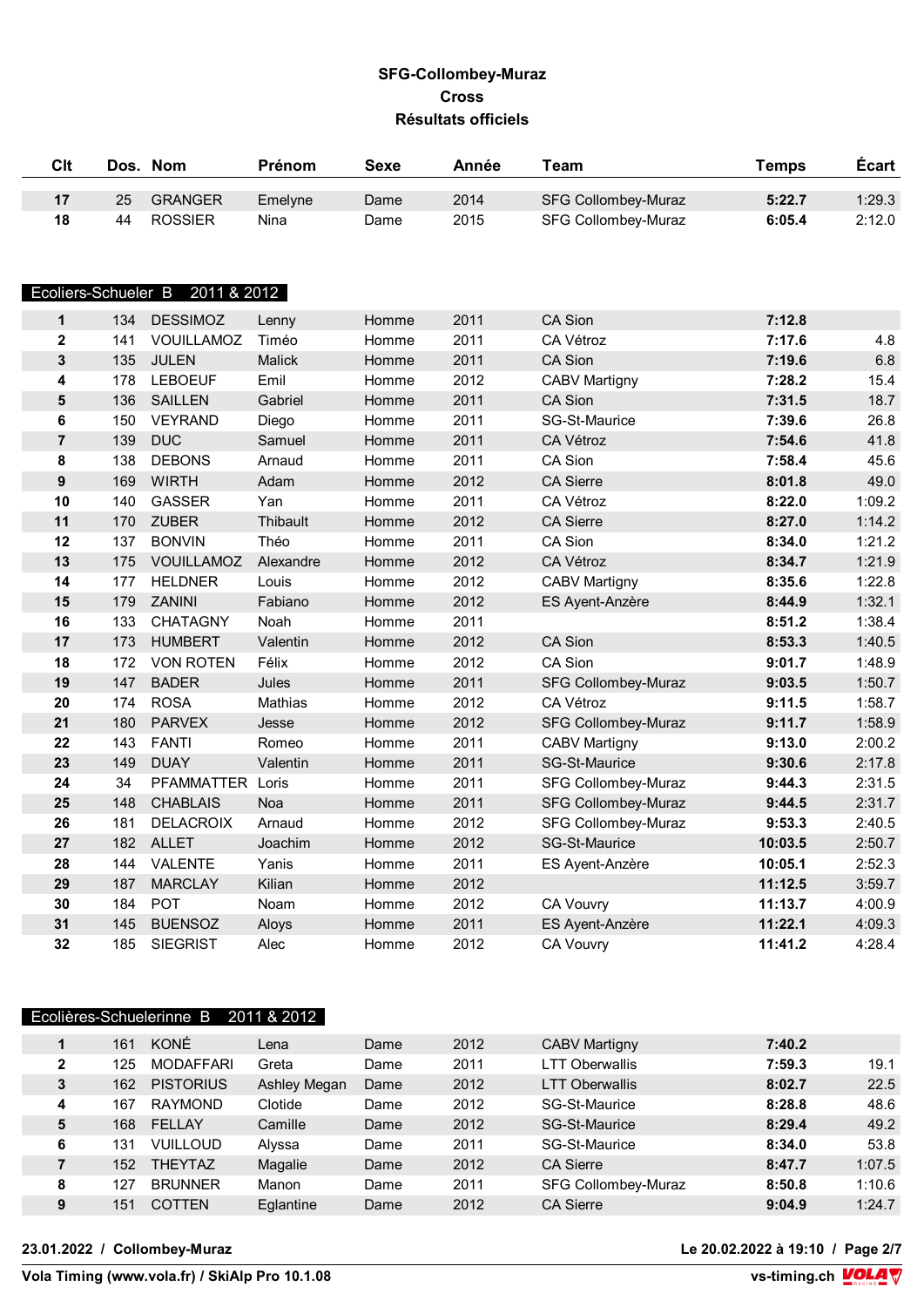**SFG-Collombey-Muraz**
**Cross**
**Résultats officiels**

| Clt | Dos. | Nom | Prénom | Sexe | Année | Team | Temps | Écart |
|---|---|---|---|---|---|---|---|---|
| 17 | 25 | GRANGER | Emelyne | Dame | 2014 | SFG Collombey-Muraz | 5:22.7 | 1:29.3 |
| 18 | 44 | ROSSIER | Nina | Dame | 2015 | SFG Collombey-Muraz | 6:05.4 | 2:12.0 |

## Ecoliers-Schueler B 2011 & 2012

| Clt | Dos. | Nom | Prénom | Sexe | Année | Team | Temps | Écart |
|---|---|---|---|---|---|---|---|---|
| 1 | 134 | DESSIMOZ | Lenny | Homme | 2011 | CA Sion | 7:12.8 | |
| 2 | 141 | VOUILLAMOZ | Timéo | Homme | 2011 | CA Vétroz | 7:17.6 | 4.8 |
| 3 | 135 | JULEN | Malick | Homme | 2011 | CA Sion | 7:19.6 | 6.8 |
| 4 | 178 | LEBOEUF | Emil | Homme | 2012 | CABV Martigny | 7:28.2 | 15.4 |
| 5 | 136 | SAILLEN | Gabriel | Homme | 2011 | CA Sion | 7:31.5 | 18.7 |
| 6 | 150 | VEYRAND | Diego | Homme | 2011 | SG-St-Maurice | 7:39.6 | 26.8 |
| 7 | 139 | DUC | Samuel | Homme | 2011 | CA Vétroz | 7:54.6 | 41.8 |
| 8 | 138 | DEBONS | Arnaud | Homme | 2011 | CA Sion | 7:58.4 | 45.6 |
| 9 | 169 | WIRTH | Adam | Homme | 2012 | CA Sierre | 8:01.8 | 49.0 |
| 10 | 140 | GASSER | Yan | Homme | 2011 | CA Vétroz | 8:22.0 | 1:09.2 |
| 11 | 170 | ZUBER | Thibault | Homme | 2012 | CA Sierre | 8:27.0 | 1:14.2 |
| 12 | 137 | BONVIN | Théo | Homme | 2011 | CA Sion | 8:34.0 | 1:21.2 |
| 13 | 175 | VOUILLAMOZ | Alexandre | Homme | 2012 | CA Vétroz | 8:34.7 | 1:21.9 |
| 14 | 177 | HELDNER | Louis | Homme | 2012 | CABV Martigny | 8:35.6 | 1:22.8 |
| 15 | 179 | ZANINI | Fabiano | Homme | 2012 | ES Ayent-Anzère | 8:44.9 | 1:32.1 |
| 16 | 133 | CHATAGNY | Noah | Homme | 2011 | | 8:51.2 | 1:38.4 |
| 17 | 173 | HUMBERT | Valentin | Homme | 2012 | CA Sion | 8:53.3 | 1:40.5 |
| 18 | 172 | VON ROTEN | Félix | Homme | 2012 | CA Sion | 9:01.7 | 1:48.9 |
| 19 | 147 | BADER | Jules | Homme | 2011 | SFG Collombey-Muraz | 9:03.5 | 1:50.7 |
| 20 | 174 | ROSA | Mathias | Homme | 2012 | CA Vétroz | 9:11.5 | 1:58.7 |
| 21 | 180 | PARVEX | Jesse | Homme | 2012 | SFG Collombey-Muraz | 9:11.7 | 1:58.9 |
| 22 | 143 | FANTI | Romeo | Homme | 2011 | CABV Martigny | 9:13.0 | 2:00.2 |
| 23 | 149 | DUAY | Valentin | Homme | 2011 | SG-St-Maurice | 9:30.6 | 2:17.8 |
| 24 | 34 | PFAMMATTER | Loris | Homme | 2011 | SFG Collombey-Muraz | 9:44.3 | 2:31.5 |
| 25 | 148 | CHABLAIS | Noa | Homme | 2011 | SFG Collombey-Muraz | 9:44.5 | 2:31.7 |
| 26 | 181 | DELACROIX | Arnaud | Homme | 2012 | SFG Collombey-Muraz | 9:53.3 | 2:40.5 |
| 27 | 182 | ALLET | Joachim | Homme | 2012 | SG-St-Maurice | 10:03.5 | 2:50.7 |
| 28 | 144 | VALENTE | Yanis | Homme | 2011 | ES Ayent-Anzère | 10:05.1 | 2:52.3 |
| 29 | 187 | MARCLAY | Kilian | Homme | 2012 | | 11:12.5 | 3:59.7 |
| 30 | 184 | POT | Noam | Homme | 2012 | CA Vouvry | 11:13.7 | 4:00.9 |
| 31 | 145 | BUENSOZ | Aloys | Homme | 2011 | ES Ayent-Anzère | 11:22.1 | 4:09.3 |
| 32 | 185 | SIEGRIST | Alec | Homme | 2012 | CA Vouvry | 11:41.2 | 4:28.4 |

## Ecolières-Schuelerinne B 2011 & 2012

| Clt | Dos. | Nom | Prénom | Sexe | Année | Team | Temps | Écart |
|---|---|---|---|---|---|---|---|---|
| 1 | 161 | KONÉ | Lena | Dame | 2012 | CABV Martigny | 7:40.2 | |
| 2 | 125 | MODAFFARI | Greta | Dame | 2011 | LTT Oberwallis | 7:59.3 | 19.1 |
| 3 | 162 | PISTORIUS | Ashley Megan | Dame | 2012 | LTT Oberwallis | 8:02.7 | 22.5 |
| 4 | 167 | RAYMOND | Clotide | Dame | 2012 | SG-St-Maurice | 8:28.8 | 48.6 |
| 5 | 168 | FELLAY | Camille | Dame | 2012 | SG-St-Maurice | 8:29.4 | 49.2 |
| 6 | 131 | VUILLOUD | Alyssa | Dame | 2011 | SG-St-Maurice | 8:34.0 | 53.8 |
| 7 | 152 | THEYTAZ | Magalie | Dame | 2012 | CA Sierre | 8:47.7 | 1:07.5 |
| 8 | 127 | BRUNNER | Manon | Dame | 2011 | SFG Collombey-Muraz | 8:50.8 | 1:10.6 |
| 9 | 151 | COTTEN | Eglantine | Dame | 2012 | CA Sierre | 9:04.9 | 1:24.7 |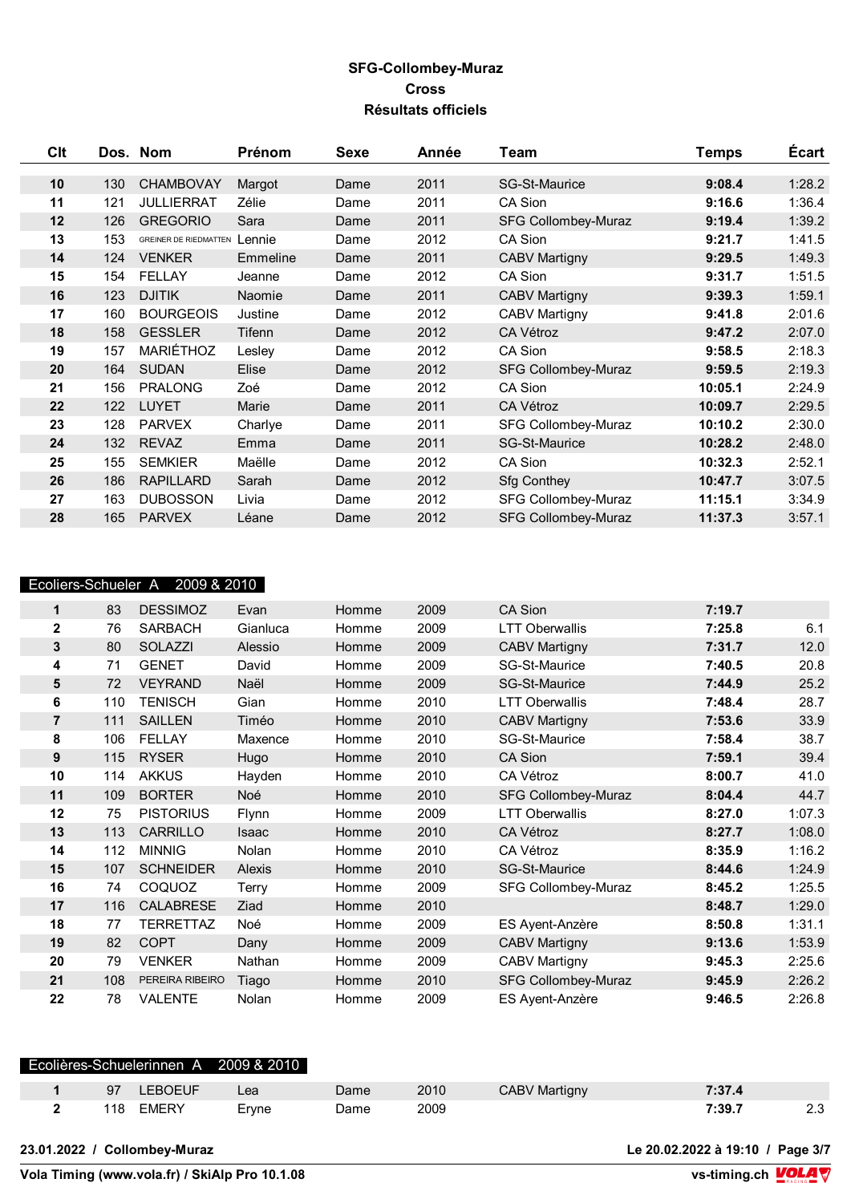**SFG-Collombey-Muraz**
**Cross**
**Résultats officiels**

| Clt | Dos. | Nom | Prénom | Sexe | Année | Team | Temps | Écart |
|---|---|---|---|---|---|---|---|---|
| **10** | 130 | CHAMBOVAY | Margot | Dame | 2011 | SG-St-Maurice | **9:08.4** | 1:28.2 |
| **11** | 121 | JULLIERRAT | Zélie | Dame | 2011 | CA Sion | **9:16.6** | 1:36.4 |
| **12** | 126 | GREGORIO | Sara | Dame | 2011 | SFG Collombey-Muraz | **9:19.4** | 1:39.2 |
| **13** | 153 | GREINER DE RIEDMATTEN | Lennie | Dame | 2012 | CA Sion | **9:21.7** | 1:41.5 |
| **14** | 124 | VENKER | Emmeline | Dame | 2011 | CABV Martigny | **9:29.5** | 1:49.3 |
| **15** | 154 | FELLAY | Jeanne | Dame | 2012 | CA Sion | **9:31.7** | 1:51.5 |
| **16** | 123 | DJITIK | Naomie | Dame | 2011 | CABV Martigny | **9:39.3** | 1:59.1 |
| **17** | 160 | BOURGEOIS | Justine | Dame | 2012 | CABV Martigny | **9:41.8** | 2:01.6 |
| **18** | 158 | GESSLER | Tifenn | Dame | 2012 | CA Vétroz | **9:47.2** | 2:07.0 |
| **19** | 157 | MARIÉTHOZ | Lesley | Dame | 2012 | CA Sion | **9:58.5** | 2:18.3 |
| **20** | 164 | SUDAN | Elise | Dame | 2012 | SFG Collombey-Muraz | **9:59.5** | 2:19.3 |
| **21** | 156 | PRALONG | Zoé | Dame | 2012 | CA Sion | **10:05.1** | 2:24.9 |
| **22** | 122 | LUYET | Marie | Dame | 2011 | CA Vétroz | **10:09.7** | 2:29.5 |
| **23** | 128 | PARVEX | Charlye | Dame | 2011 | SFG Collombey-Muraz | **10:10.2** | 2:30.0 |
| **24** | 132 | REVAZ | Emma | Dame | 2011 | SG-St-Maurice | **10:28.2** | 2:48.0 |
| **25** | 155 | SEMKIER | Maëlle | Dame | 2012 | CA Sion | **10:32.3** | 2:52.1 |
| **26** | 186 | RAPILLARD | Sarah | Dame | 2012 | Sfg Conthey | **10:47.7** | 3:07.5 |
| **27** | 163 | DUBOSSON | Livia | Dame | 2012 | SFG Collombey-Muraz | **11:15.1** | 3:34.9 |
| **28** | 165 | PARVEX | Léane | Dame | 2012 | SFG Collombey-Muraz | **11:37.3** | 3:57.1 |

## Ecoliers-Schueler A 2009 & 2010

| Clt | Dos. | Nom | Prénom | Sexe | Année | Team | Temps | Écart |
|---|---|---|---|---|---|---|---|---|
| **1** | 83 | DESSIMOZ | Evan | Homme | 2009 | CA Sion | **7:19.7** | |
| **2** | 76 | SARBACH | Gianluca | Homme | 2009 | LTT Oberwallis | **7:25.8** | 6.1 |
| **3** | 80 | SOLAZZI | Alessio | Homme | 2009 | CABV Martigny | **7:31.7** | 12.0 |
| **4** | 71 | GENET | David | Homme | 2009 | SG-St-Maurice | **7:40.5** | 20.8 |
| **5** | 72 | VEYRAND | Naël | Homme | 2009 | SG-St-Maurice | **7:44.9** | 25.2 |
| **6** | 110 | TENISCH | Gian | Homme | 2010 | LTT Oberwallis | **7:48.4** | 28.7 |
| **7** | 111 | SAILLEN | Timéo | Homme | 2010 | CABV Martigny | **7:53.6** | 33.9 |
| **8** | 106 | FELLAY | Maxence | Homme | 2010 | SG-St-Maurice | **7:58.4** | 38.7 |
| **9** | 115 | RYSER | Hugo | Homme | 2010 | CA Sion | **7:59.1** | 39.4 |
| **10** | 114 | AKKUS | Hayden | Homme | 2010 | CA Vétroz | **8:00.7** | 41.0 |
| **11** | 109 | BORTER | Noé | Homme | 2010 | SFG Collombey-Muraz | **8:04.4** | 44.7 |
| **12** | 75 | PISTORIUS | Flynn | Homme | 2009 | LTT Oberwallis | **8:27.0** | 1:07.3 |
| **13** | 113 | CARRILLO | Isaac | Homme | 2010 | CA Vétroz | **8:27.7** | 1:08.0 |
| **14** | 112 | MINNIG | Nolan | Homme | 2010 | CA Vétroz | **8:35.9** | 1:16.2 |
| **15** | 107 | SCHNEIDER | Alexis | Homme | 2010 | SG-St-Maurice | **8:44.6** | 1:24.9 |
| **16** | 74 | COQUOZ | Terry | Homme | 2009 | SFG Collombey-Muraz | **8:45.2** | 1:25.5 |
| **17** | 116 | CALABRESE | Ziad | Homme | 2010 | | **8:48.7** | 1:29.0 |
| **18** | 77 | TERRETTAZ | Noé | Homme | 2009 | ES Ayent-Anzère | **8:50.8** | 1:31.1 |
| **19** | 82 | COPT | Dany | Homme | 2009 | CABV Martigny | **9:13.6** | 1:53.9 |
| **20** | 79 | VENKER | Nathan | Homme | 2009 | CABV Martigny | **9:45.3** | 2:25.6 |
| **21** | 108 | PEREIRA RIBEIRO | Tiago | Homme | 2010 | SFG Collombey-Muraz | **9:45.9** | 2:26.2 |
| **22** | 78 | VALENTE | Nolan | Homme | 2009 | ES Ayent-Anzère | **9:46.5** | 2:26.8 |

## Ecolières-Schuelerinnen A 2009 & 2010

| Clt | Dos. | Nom | Prénom | Sexe | Année | Team | Temps | Écart |
|---|---|---|---|---|---|---|---|---|
| **1** | 97 | LEBOEUF | Lea | Dame | 2010 | CABV Martigny | **7:37.4** | |
| **2** | 118 | EMERY | Eryne | Dame | 2009 | | **7:39.7** | 2.3 |

**23.01.2022 / Collombey-Muraz** — **Le 20.02.2022 à 19:10**

**Vola Timing (www.vola.fr) / SkiAlp Pro 10.1.08** — **vs-timing.ch**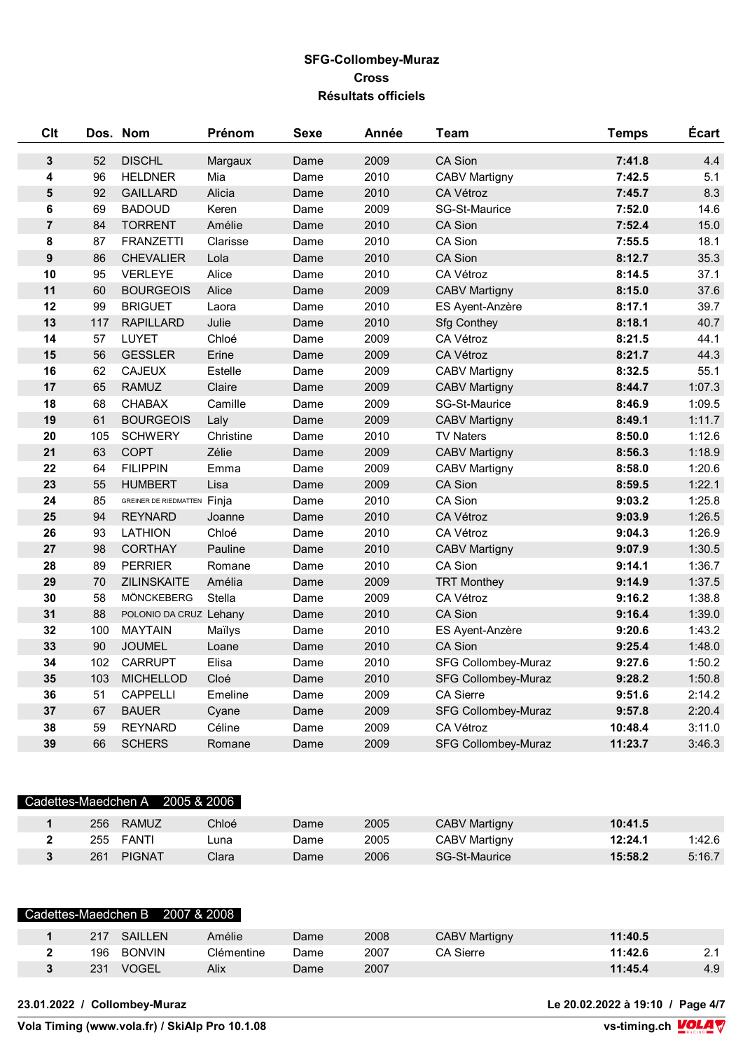# SFG-Collombey-Muraz
## Cross
## Résultats officiels

| Clt | Dos. | Nom | Prénom | Sexe | Année | Team | Temps | Écart |
|---|---|---|---|---|---|---|---|---|
| **3** | 52 | DISCHL | Margaux | Dame | 2009 | CA Sion | **7:41.8** | 4.4 |
| **4** | 96 | HELDNER | Mia | Dame | 2010 | CABV Martigny | **7:42.5** | 5.1 |
| **5** | 92 | GAILLARD | Alicia | Dame | 2010 | CA Vétroz | **7:45.7** | 8.3 |
| **6** | 69 | BADOUD | Keren | Dame | 2009 | SG-St-Maurice | **7:52.0** | 14.6 |
| **7** | 84 | TORRENT | Amélie | Dame | 2010 | CA Sion | **7:52.4** | 15.0 |
| **8** | 87 | FRANZETTI | Clarisse | Dame | 2010 | CA Sion | **7:55.5** | 18.1 |
| **9** | 86 | CHEVALIER | Lola | Dame | 2010 | CA Sion | **8:12.7** | 35.3 |
| **10** | 95 | VERLEYE | Alice | Dame | 2010 | CA Vétroz | **8:14.5** | 37.1 |
| **11** | 60 | BOURGEOIS | Alice | Dame | 2009 | CABV Martigny | **8:15.0** | 37.6 |
| **12** | 99 | BRIGUET | Laora | Dame | 2010 | ES Ayent-Anzère | **8:17.1** | 39.7 |
| **13** | 117 | RAPILLARD | Julie | Dame | 2010 | Sfg Conthey | **8:18.1** | 40.7 |
| **14** | 57 | LUYET | Chloé | Dame | 2009 | CA Vétroz | **8:21.5** | 44.1 |
| **15** | 56 | GESSLER | Erine | Dame | 2009 | CA Vétroz | **8:21.7** | 44.3 |
| **16** | 62 | CAJEUX | Estelle | Dame | 2009 | CABV Martigny | **8:32.5** | 55.1 |
| **17** | 65 | RAMUZ | Claire | Dame | 2009 | CABV Martigny | **8:44.7** | 1:07.3 |
| **18** | 68 | CHABAX | Camille | Dame | 2009 | SG-St-Maurice | **8:46.9** | 1:09.5 |
| **19** | 61 | BOURGEOIS | Laly | Dame | 2009 | CABV Martigny | **8:49.1** | 1:11.7 |
| **20** | 105 | SCHWERY | Christine | Dame | 2010 | TV Naters | **8:50.0** | 1:12.6 |
| **21** | 63 | COPT | Zélie | Dame | 2009 | CABV Martigny | **8:56.3** | 1:18.9 |
| **22** | 64 | FILIPPIN | Emma | Dame | 2009 | CABV Martigny | **8:58.0** | 1:20.6 |
| **23** | 55 | HUMBERT | Lisa | Dame | 2009 | CA Sion | **8:59.5** | 1:22.1 |
| **24** | 85 | GREINER DE RIEDMATTEN | Finja | Dame | 2010 | CA Sion | **9:03.2** | 1:25.8 |
| **25** | 94 | REYNARD | Joanne | Dame | 2010 | CA Vétroz | **9:03.9** | 1:26.5 |
| **26** | 93 | LATHION | Chloé | Dame | 2010 | CA Vétroz | **9:04.3** | 1:26.9 |
| **27** | 98 | CORTHAY | Pauline | Dame | 2010 | CABV Martigny | **9:07.9** | 1:30.5 |
| **28** | 89 | PERRIER | Romane | Dame | 2010 | CA Sion | **9:14.1** | 1:36.7 |
| **29** | 70 | ZILINSKAITE | Amélia | Dame | 2009 | TRT Monthey | **9:14.9** | 1:37.5 |
| **30** | 58 | MÖNCKEBERG | Stella | Dame | 2009 | CA Vétroz | **9:16.2** | 1:38.8 |
| **31** | 88 | POLONIO DA CRUZ | Lehany | Dame | 2010 | CA Sion | **9:16.4** | 1:39.0 |
| **32** | 100 | MAYTAIN | Maïlys | Dame | 2010 | ES Ayent-Anzère | **9:20.6** | 1:43.2 |
| **33** | 90 | JOUMEL | Loane | Dame | 2010 | CA Sion | **9:25.4** | 1:48.0 |
| **34** | 102 | CARRUPT | Elisa | Dame | 2010 | SFG Collombey-Muraz | **9:27.6** | 1:50.2 |
| **35** | 103 | MICHELLOD | Cloé | Dame | 2010 | SFG Collombey-Muraz | **9:28.2** | 1:50.8 |
| **36** | 51 | CAPPELLI | Emeline | Dame | 2009 | CA Sierre | **9:51.6** | 2:14.2 |
| **37** | 67 | BAUER | Cyane | Dame | 2009 | SFG Collombey-Muraz | **9:57.8** | 2:20.4 |
| **38** | 59 | REYNARD | Céline | Dame | 2009 | CA Vétroz | **10:48.4** | 3:11.0 |
| **39** | 66 | SCHERS | Romane | Dame | 2009 | SFG Collombey-Muraz | **11:23.7** | 3:46.3 |

### Cadettes-Maedchen A 2005 & 2006

| Clt | Dos. | Nom | Prénom | Sexe | Année | Team | Temps | Écart |
|---|---|---|---|---|---|---|---|---|
| **1** | 256 | RAMUZ | Chloé | Dame | 2005 | CABV Martigny | **10:41.5** | |
| **2** | 255 | FANTI | Luna | Dame | 2005 | CABV Martigny | **12:24.1** | 1:42.6 |
| **3** | 261 | PIGNAT | Clara | Dame | 2006 | SG-St-Maurice | **15:58.2** | 5:16.7 |

### Cadettes-Maedchen B 2007 & 2008

| Clt | Dos. | Nom | Prénom | Sexe | Année | Team | Temps | Écart |
|---|---|---|---|---|---|---|---|---|
| **1** | 217 | SAILLEN | Amélie | Dame | 2008 | CABV Martigny | **11:40.5** | |
| **2** | 196 | BONVIN | Clémentine | Dame | 2007 | CA Sierre | **11:42.6** | 2.1 |
| **3** | 231 | VOGEL | Alix | Dame | 2007 | | **11:45.4** | 4.9 |

**23.01.2022 / Collombey-Muraz** — **Le 20.02.2022 à 19:10**

**Vola Timing (www.vola.fr) / SkiAlp Pro 10.1.08** — **vs-timing.ch**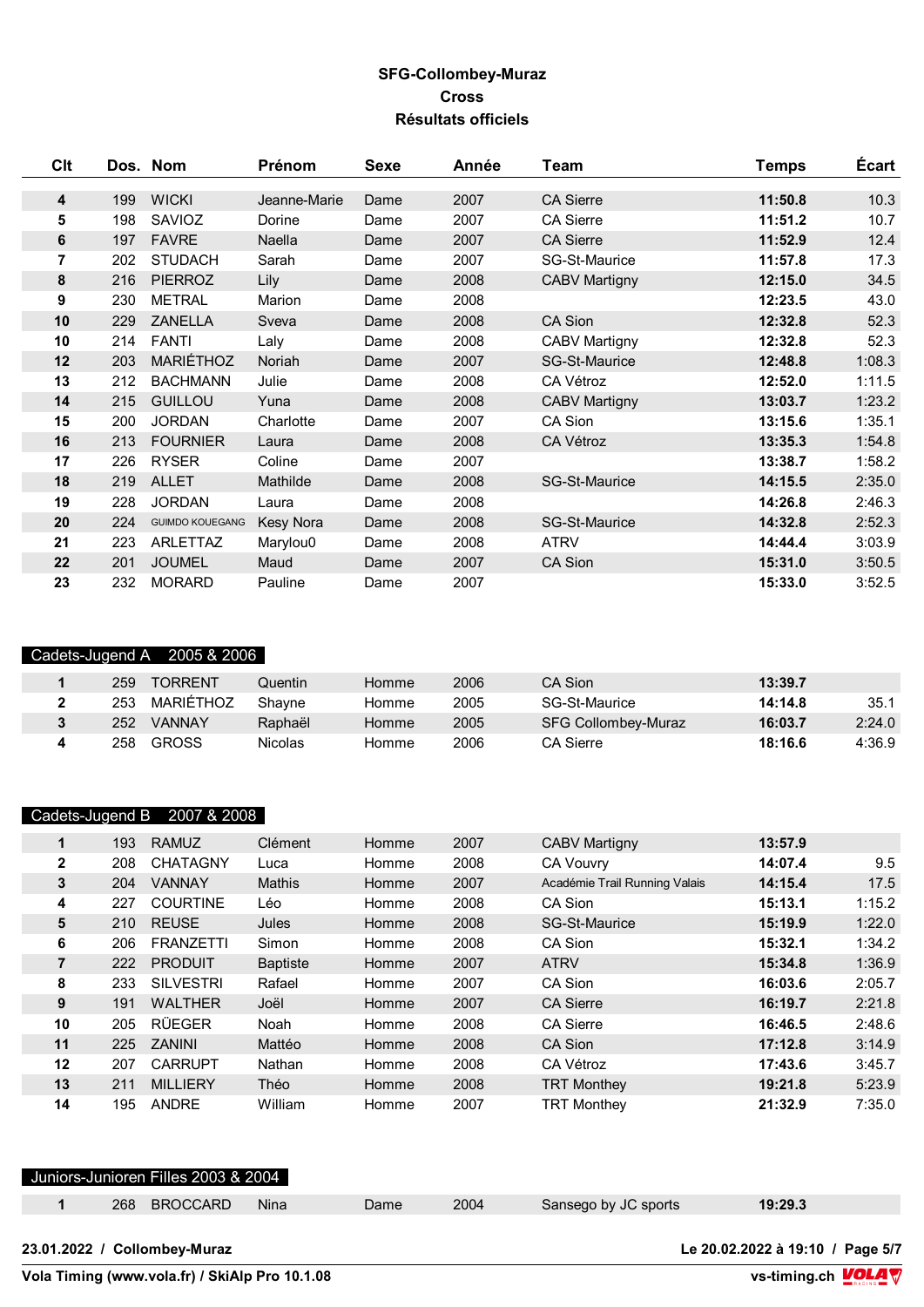# SFG-Collombey-Muraz
## Cross
### Résultats officiels

| Clt | Dos. | Nom | Prénom | Sexe | Année | Team | Temps | Écart |
|---|---|---|---|---|---|---|---|---|
| **4** | 199 | WICKI | Jeanne-Marie | Dame | 2007 | CA Sierre | **11:50.8** | 10.3 |
| **5** | 198 | SAVIOZ | Dorine | Dame | 2007 | CA Sierre | **11:51.2** | 10.7 |
| **6** | 197 | FAVRE | Naella | Dame | 2007 | CA Sierre | **11:52.9** | 12.4 |
| **7** | 202 | STUDACH | Sarah | Dame | 2007 | SG-St-Maurice | **11:57.8** | 17.3 |
| **8** | 216 | PIERROZ | Lily | Dame | 2008 | CABV Martigny | **12:15.0** | 34.5 |
| **9** | 230 | METRAL | Marion | Dame | 2008 | | **12:23.5** | 43.0 |
| **10** | 229 | ZANELLA | Sveva | Dame | 2008 | CA Sion | **12:32.8** | 52.3 |
| **10** | 214 | FANTI | Laly | Dame | 2008 | CABV Martigny | **12:32.8** | 52.3 |
| **12** | 203 | MARIÉTHOZ | Noriah | Dame | 2007 | SG-St-Maurice | **12:48.8** | 1:08.3 |
| **13** | 212 | BACHMANN | Julie | Dame | 2008 | CA Vétroz | **12:52.0** | 1:11.5 |
| **14** | 215 | GUILLOU | Yuna | Dame | 2008 | CABV Martigny | **13:03.7** | 1:23.2 |
| **15** | 200 | JORDAN | Charlotte | Dame | 2007 | CA Sion | **13:15.6** | 1:35.1 |
| **16** | 213 | FOURNIER | Laura | Dame | 2008 | CA Vétroz | **13:35.3** | 1:54.8 |
| **17** | 226 | RYSER | Coline | Dame | 2007 | | **13:38.7** | 1:58.2 |
| **18** | 219 | ALLET | Mathilde | Dame | 2008 | SG-St-Maurice | **14:15.5** | 2:35.0 |
| **19** | 228 | JORDAN | Laura | Dame | 2008 | | **14:26.8** | 2:46.3 |
| **20** | 224 | GUIMDO KOUEGANG | Kesy Nora | Dame | 2008 | SG-St-Maurice | **14:32.8** | 2:52.3 |
| **21** | 223 | ARLETTAZ | Marylou0 | Dame | 2008 | ATRV | **14:44.4** | 3:03.9 |
| **22** | 201 | JOUMEL | Maud | Dame | 2007 | CA Sion | **15:31.0** | 3:50.5 |
| **23** | 232 | MORARD | Pauline | Dame | 2007 | | **15:33.0** | 3:52.5 |

#### Cadets-Jugend A 2005 & 2006

| Clt | Dos. | Nom | Prénom | Sexe | Année | Team | Temps | Écart |
|---|---|---|---|---|---|---|---|---|
| **1** | 259 | TORRENT | Quentin | Homme | 2006 | CA Sion | **13:39.7** | |
| **2** | 253 | MARIÉTHOZ | Shayne | Homme | 2005 | SG-St-Maurice | **14:14.8** | 35.1 |
| **3** | 252 | VANNAY | Raphaël | Homme | 2005 | SFG Collombey-Muraz | **16:03.7** | 2:24.0 |
| **4** | 258 | GROSS | Nicolas | Homme | 2006 | CA Sierre | **18:16.6** | 4:36.9 |

#### Cadets-Jugend B 2007 & 2008

| Clt | Dos. | Nom | Prénom | Sexe | Année | Team | Temps | Écart |
|---|---|---|---|---|---|---|---|---|
| **1** | 193 | RAMUZ | Clément | Homme | 2007 | CABV Martigny | **13:57.9** | |
| **2** | 208 | CHATAGNY | Luca | Homme | 2008 | CA Vouvry | **14:07.4** | 9.5 |
| **3** | 204 | VANNAY | Mathis | Homme | 2007 | Académie Trail Running Valais | **14:15.4** | 17.5 |
| **4** | 227 | COURTINE | Léo | Homme | 2008 | CA Sion | **15:13.1** | 1:15.2 |
| **5** | 210 | REUSE | Jules | Homme | 2008 | SG-St-Maurice | **15:19.9** | 1:22.0 |
| **6** | 206 | FRANZETTI | Simon | Homme | 2008 | CA Sion | **15:32.1** | 1:34.2 |
| **7** | 222 | PRODUIT | Baptiste | Homme | 2007 | ATRV | **15:34.8** | 1:36.9 |
| **8** | 233 | SILVESTRI | Rafael | Homme | 2007 | CA Sion | **16:03.6** | 2:05.7 |
| **9** | 191 | WALTHER | Joël | Homme | 2007 | CA Sierre | **16:19.7** | 2:21.8 |
| **10** | 205 | RÜEGER | Noah | Homme | 2008 | CA Sierre | **16:46.5** | 2:48.6 |
| **11** | 225 | ZANINI | Mattéo | Homme | 2008 | CA Sion | **17:12.8** | 3:14.9 |
| **12** | 207 | CARRUPT | Nathan | Homme | 2008 | CA Vétroz | **17:43.6** | 3:45.7 |
| **13** | 211 | MILLIERY | Théo | Homme | 2008 | TRT Monthey | **19:21.8** | 5:23.9 |
| **14** | 195 | ANDRE | William | Homme | 2007 | TRT Monthey | **21:32.9** | 7:35.0 |

#### Juniors-Junioren Filles 2003 & 2004

| Clt | Dos. | Nom | Prénom | Sexe | Année | Team | Temps | Écart |
|---|---|---|---|---|---|---|---|---|
| **1** | 268 | BROCCARD | Nina | Dame | 2004 | Sansego by JC sports | **19:29.3** | |

**23.01.2022 / Collombey-Muraz** — **Le 20.02.2022 à 19:10**

**Vola Timing (www.vola.fr) / SkiAlp Pro 10.1.08** — **vs-timing.ch**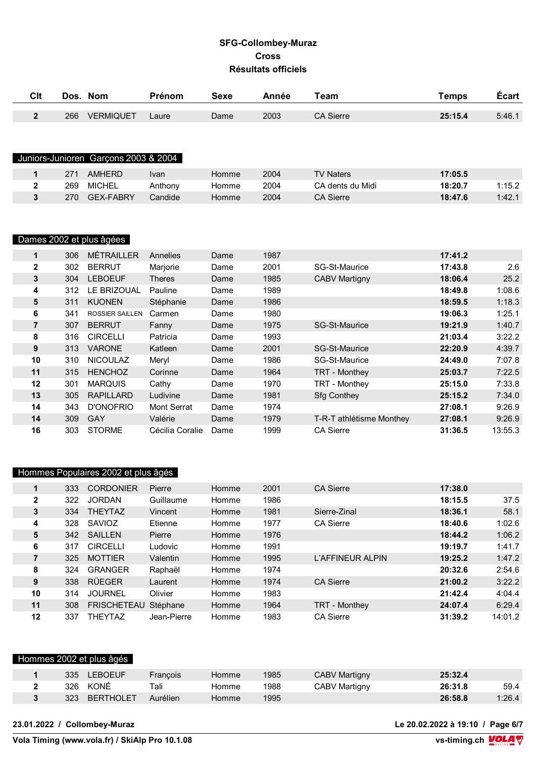# SFG-Collombey-Muraz
## Cross
## Résultats officiels

| Clt | Dos. | Nom | Prénom | Sexe | Année | Team | Temps | Écart |
|---|---|---|---|---|---|---|---|---|
| 2 | 266 | VERMIQUET | Laure | Dame | 2003 | CA Sierre | **25:15.4** | 5:46.1 |

### Juniors-Junioren Garçons 2003 & 2004

| Clt | Dos. | Nom | Prénom | Sexe | Année | Team | Temps | Écart |
|---|---|---|---|---|---|---|---|---|
| 1 | 271 | AMHERD | Ivan | Homme | 2004 | TV Naters | **17:05.5** | |
| 2 | 269 | MICHEL | Anthony | Homme | 2004 | CA dents du Midi | **18:20.7** | 1:15.2 |
| 3 | 270 | GEX-FABRY | Candide | Homme | 2004 | CA Sierre | **18:47.6** | 1:42.1 |

### Dames 2002 et plus âgées

| Clt | Dos. | Nom | Prénom | Sexe | Année | Team | Temps | Écart |
|---|---|---|---|---|---|---|---|---|
| 1 | 306 | MÉTRAILLER | Annelies | Dame | 1987 | | **17:41.2** | |
| 2 | 302 | BERRUT | Marjorie | Dame | 2001 | SG-St-Maurice | **17:43.8** | 2.6 |
| 3 | 304 | LEBOEUF | Theres | Dame | 1985 | CABV Martigny | **18:06.4** | 25.2 |
| 4 | 312 | LE BRIZOUAL | Pauline | Dame | 1989 | | **18:49.8** | 1:08.6 |
| 5 | 311 | KUONEN | Stéphanie | Dame | 1986 | | **18:59.5** | 1:18.3 |
| 6 | 341 | ROSSIER SAILLEN | Carmen | Dame | 1980 | | **19:06.3** | 1:25.1 |
| 7 | 307 | BERRUT | Fanny | Dame | 1975 | SG-St-Maurice | **19:21.9** | 1:40.7 |
| 8 | 316 | CIRCELLI | Patricia | Dame | 1993 | | **21:03.4** | 3:22.2 |
| 9 | 313 | VARONE | Katleen | Dame | 2001 | SG-St-Maurice | **22:20.9** | 4:39.7 |
| 10 | 310 | NICOULAZ | Meryl | Dame | 1986 | SG-St-Maurice | **24:49.0** | 7:07.8 |
| 11 | 315 | HENCHOZ | Corinne | Dame | 1964 | TRT - Monthey | **25:03.7** | 7:22.5 |
| 12 | 301 | MARQUIS | Cathy | Dame | 1970 | TRT - Monthey | **25:15.0** | 7:33.8 |
| 13 | 305 | RAPILLARD | Ludivine | Dame | 1981 | Sfg Conthey | **25:15.2** | 7:34.0 |
| 14 | 343 | D'ONOFRIO | Mont Serrat | Dame | 1974 | | **27:08.1** | 9:26.9 |
| 14 | 309 | GAY | Valérie | Dame | 1979 | T-R-T athlétisme Monthey | **27:08.1** | 9:26.9 |
| 16 | 303 | STORME | Cécilia Coralie | Dame | 1999 | CA Sierre | **31:36.5** | 13:55.3 |

### Hommes Populaires 2002 et plus âgés

| Clt | Dos. | Nom | Prénom | Sexe | Année | Team | Temps | Écart |
|---|---|---|---|---|---|---|---|---|
| 1 | 333 | CORDONIER | Pierre | Homme | 2001 | CA Sierre | **17:38.0** | |
| 2 | 322 | JORDAN | Guillaume | Homme | 1986 | | **18:15.5** | 37.5 |
| 3 | 334 | THEYTAZ | Vincent | Homme | 1981 | Sierre-Zinal | **18:36.1** | 58.1 |
| 4 | 328 | SAVIOZ | Etienne | Homme | 1977 | CA Sierre | **18:40.6** | 1:02.6 |
| 5 | 342 | SAILLEN | Pierre | Homme | 1976 | | **18:44.2** | 1:06.2 |
| 6 | 317 | CIRCELLI | Ludovic | Homme | 1991 | | **19:19.7** | 1:41.7 |
| 7 | 325 | MOTTIER | Valentin | Homme | 1995 | L'AFFINEUR ALPIN | **19:25.2** | 1:47.2 |
| 8 | 324 | GRANGER | Raphaël | Homme | 1974 | | **20:32.6** | 2:54.6 |
| 9 | 338 | RÜEGER | Laurent | Homme | 1974 | CA Sierre | **21:00.2** | 3:22.2 |
| 10 | 314 | JOURNEL | Olivier | Homme | 1983 | | **21:42.4** | 4:04.4 |
| 11 | 308 | FRISCHETEAU | Stéphane | Homme | 1964 | TRT - Monthey | **24:07.4** | 6:29.4 |
| 12 | 337 | THEYTAZ | Jean-Pierre | Homme | 1983 | CA Sierre | **31:39.2** | 14:01.2 |

### Hommes 2002 et plus âgés

| Clt | Dos. | Nom | Prénom | Sexe | Année | Team | Temps | Écart |
|---|---|---|---|---|---|---|---|---|
| 1 | 335 | LEBOEUF | François | Homme | 1985 | CABV Martigny | **25:32.4** | |
| 2 | 326 | KONÉ | Tali | Homme | 1988 | CABV Martigny | **26:31.8** | 59.4 |
| 3 | 323 | BERTHOLET | Aurélien | Homme | 1995 | | **26:58.8** | 1:26.4 |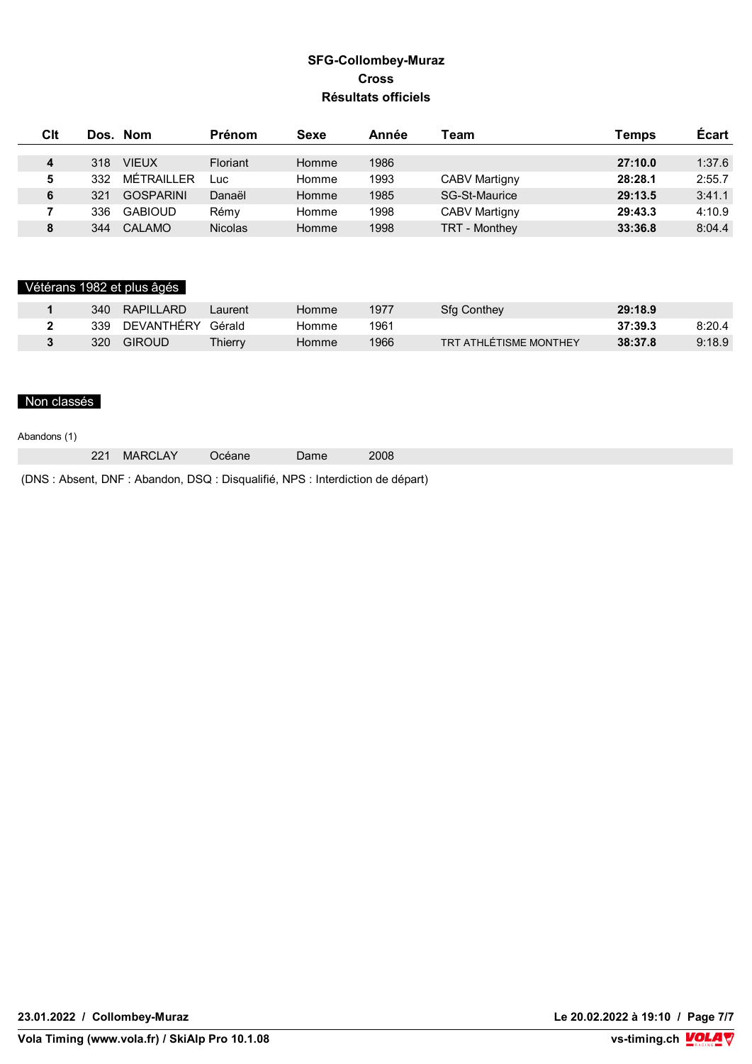**SFG-Collombey-Muraz**
**Cross**
**Résultats officiels**

| Clt | Dos. | Nom | Prénom | Sexe | Année | Team | Temps | Écart |
|---|---|---|---|---|---|---|---|---|
| **4** | 318 | VIEUX | Floriant | Homme | 1986 | | **27:10.0** | 1:37.6 |
| **5** | 332 | MÉTRAILLER | Luc | Homme | 1993 | CABV Martigny | **28:28.1** | 2:55.7 |
| **6** | 321 | GOSPARINI | Danaël | Homme | 1985 | SG-St-Maurice | **29:13.5** | 3:41.1 |
| **7** | 336 | GABIOUD | Rémy | Homme | 1998 | CABV Martigny | **29:43.3** | 4:10.9 |
| **8** | 344 | CALAMO | Nicolas | Homme | 1998 | TRT - Monthey | **33:36.8** | 8:04.4 |

## Vétérans 1982 et plus âgés

| Clt | Dos. | Nom | Prénom | Sexe | Année | Team | Temps | Écart |
|---|---|---|---|---|---|---|---|---|
| **1** | 340 | RAPILLARD | Laurent | Homme | 1977 | Sfg Conthey | **29:18.9** | |
| **2** | 339 | DEVANTHÉRY | Gérald | Homme | 1961 | | **37:39.3** | 8:20.4 |
| **3** | 320 | GIROUD | Thierry | Homme | 1966 | TRT ATHLÉTISME MONTHEY | **38:37.8** | 9:18.9 |

## Non classés

Abandons (1)

| Dos. | Nom | Prénom | Sexe | Année |
|---|---|---|---|---|
| 221 | MARCLAY | Océane | Dame | 2008 |

(DNS : Absent, DNF : Abandon, DSQ : Disqualifié, NPS : Interdiction de départ)

**23.01.2022 / Collombey-Muraz** **Le 20.02.2022 à 19:10**

**Vola Timing (www.vola.fr) / SkiAlp Pro 10.1.08** **vs-timing.ch**